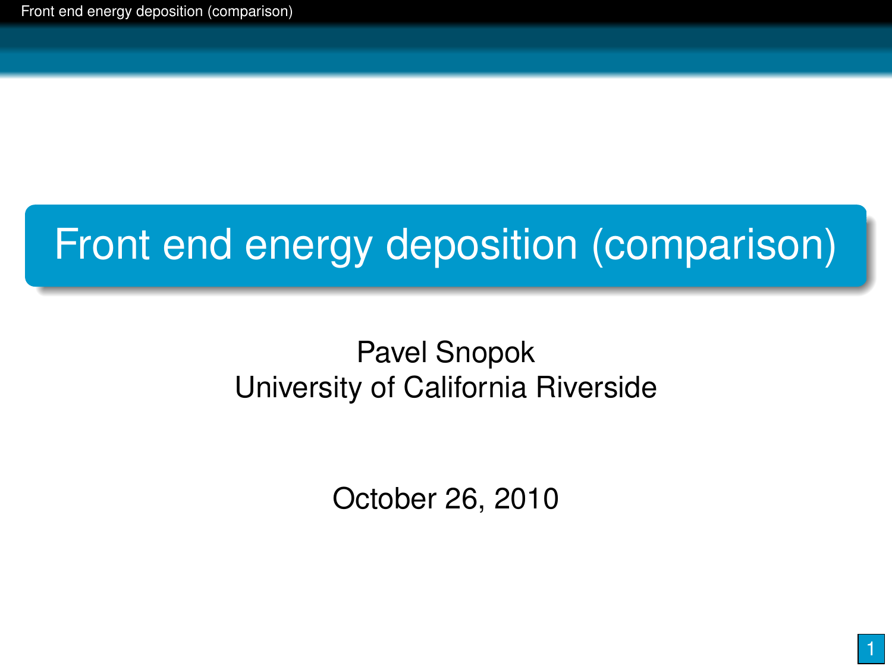# Front end energy deposition (comparison)

Pavel Snopok
University of California Riverside

October 26, 2010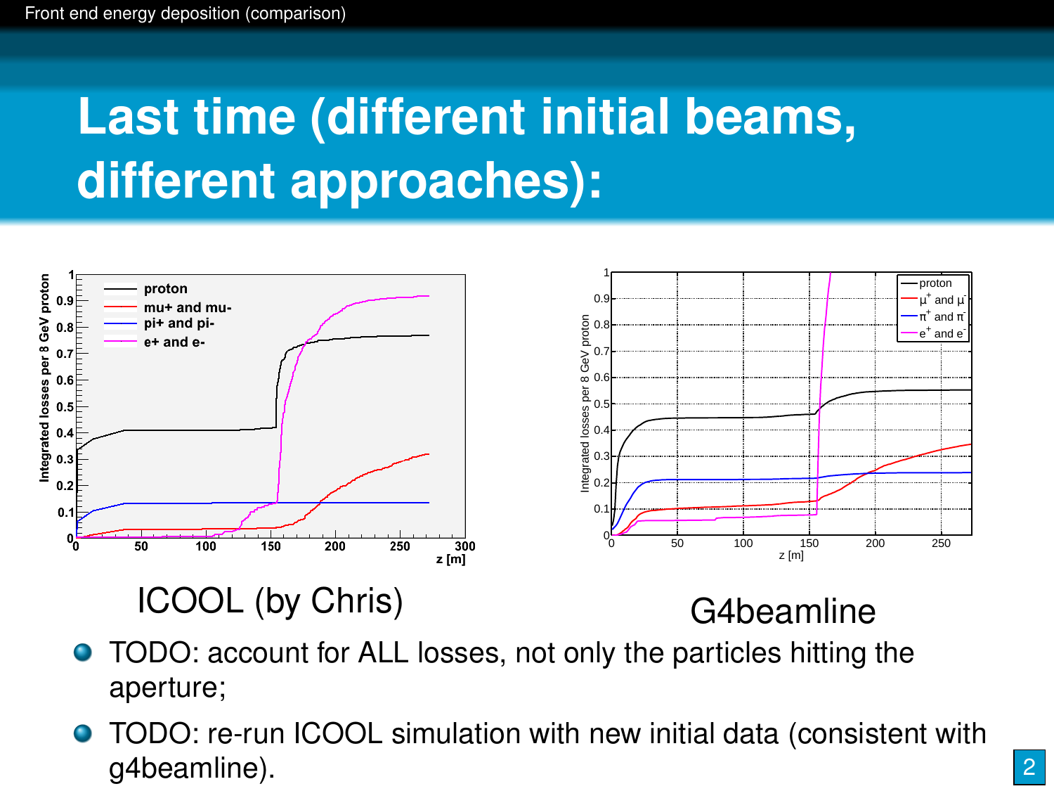# Last time (different initial beams, different approaches):

ICOOL (by Chris)

G4beamline

- TODO: account for ALL losses, not only the particles hitting the aperture;
- TODO: re-run ICOOL simulation with new initial data (consistent with g4beamline).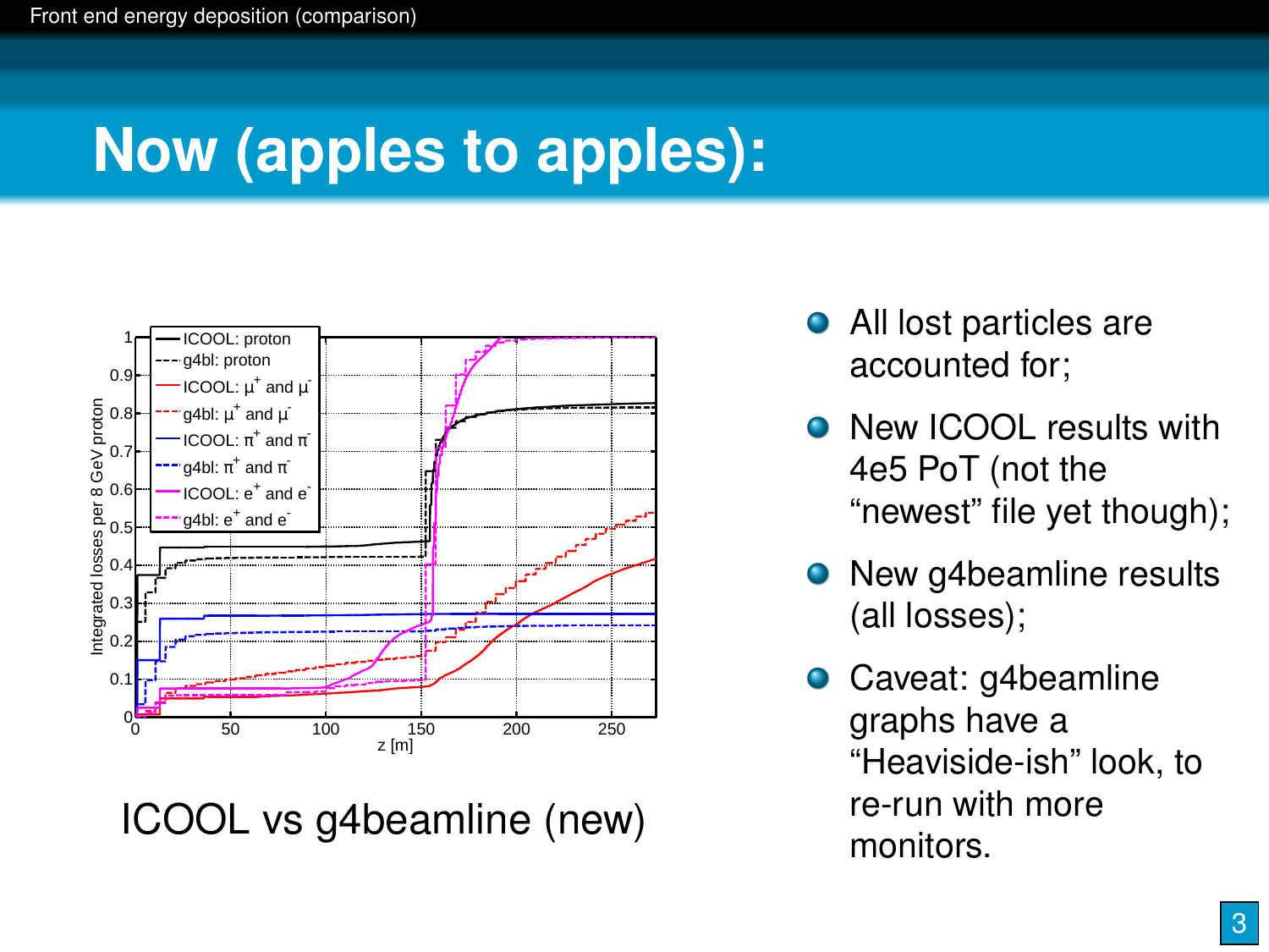# Now (apples to apples):

ICOOL vs g4beamline (new)

- All lost particles are accounted for;
- New ICOOL results with 4e5 PoT (not the "newest" file yet though);
- New g4beamline results (all losses);
- Caveat: g4beamline graphs have a "Heaviside-ish" look, to re-run with more monitors.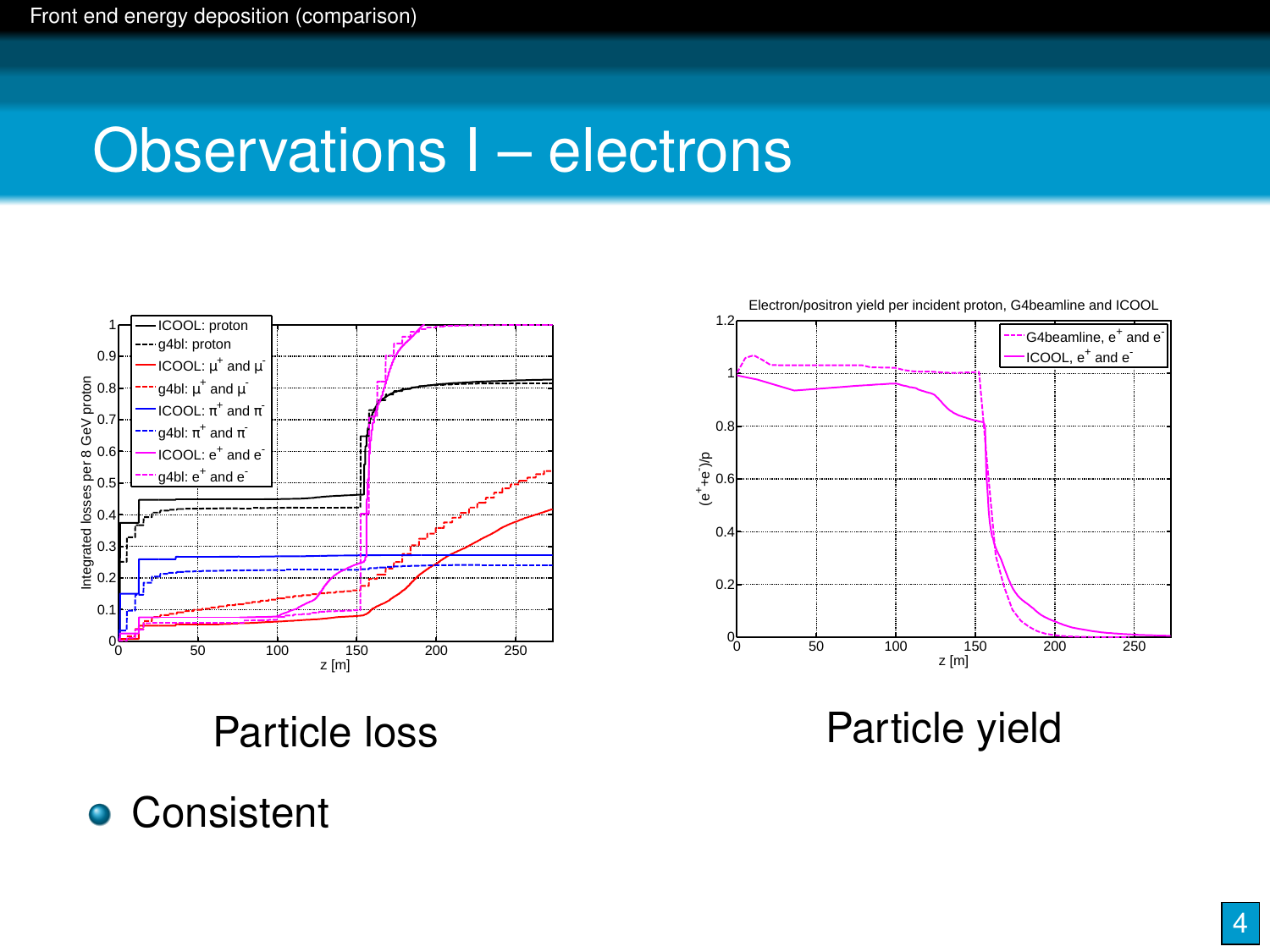# Observations I – electrons

Particle loss

Particle yield

- Consistent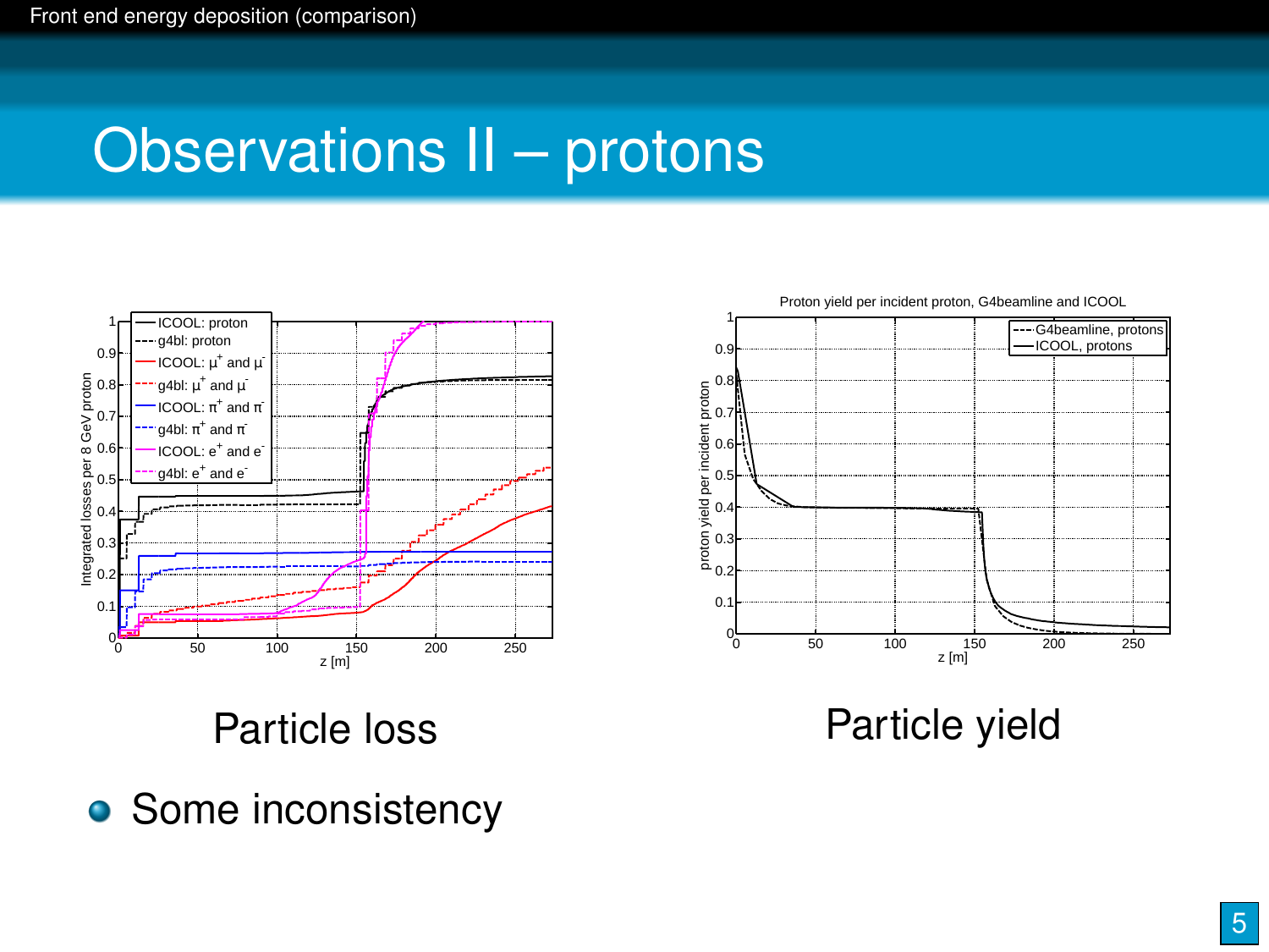# Observations II – protons

Particle loss

Particle yield

- Some inconsistency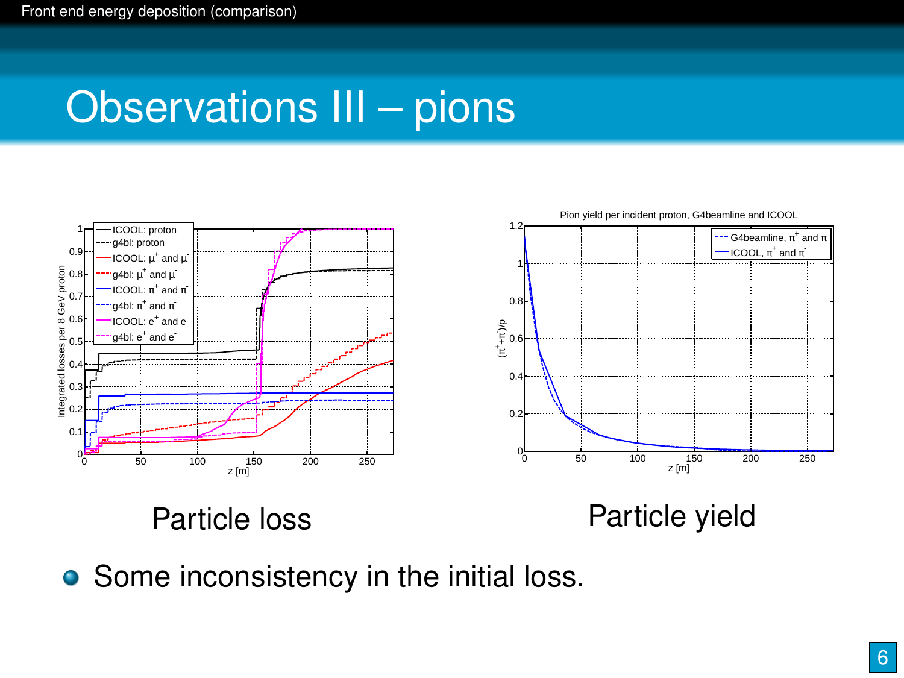# Observations III – pions

Particle loss

Particle yield

- Some inconsistency in the initial loss.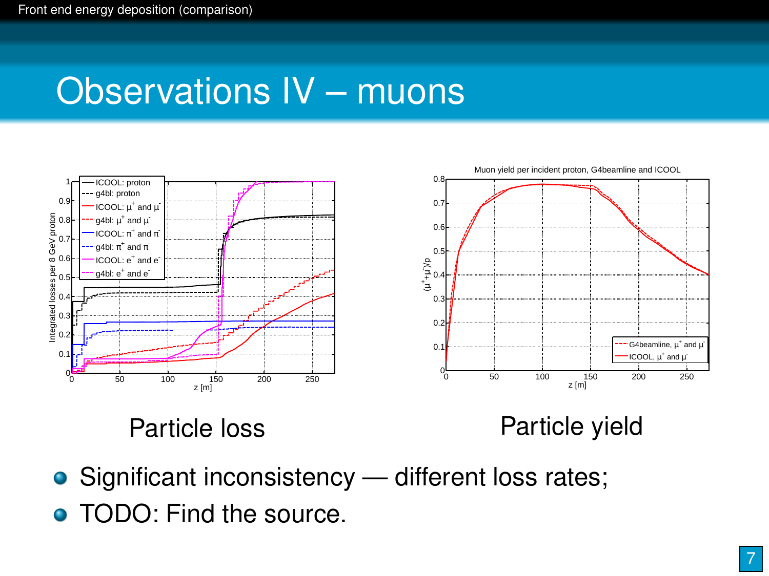# Observations IV – muons

Integrated losses per 8 GeV proton

ICOOL: proton
g4bl: proton
ICOOL: $\mu^+$ and $\mu^-$
g4bl: $\mu^+$ and $\mu^-$
ICOOL: $\pi^+$ and $\pi^-$
g4bl: $\pi^+$ and $\pi^-$
ICOOL: $e^+$ and $e^-$
g4bl: $e^+$ and $e^-$

0 0.1 0.2 0.3 0.4 0.5 0.6 0.7 0.8 0.9 1

0 50 100 150 200 250

z [m]

Muon yield per incident proton, G4beamline and ICOOL

$(\mu^+ + \mu^-)/p$

0 0.1 0.2 0.3 0.4 0.5 0.6 0.7 0.8

0 50 100 150 200 250

z [m]

G4beamline, $\mu^+$ and $\mu^-$
ICOOL, $\mu^+$ and $\mu^-$

Particle loss

Particle yield

- Significant inconsistency — different loss rates;
- TODO: Find the source.